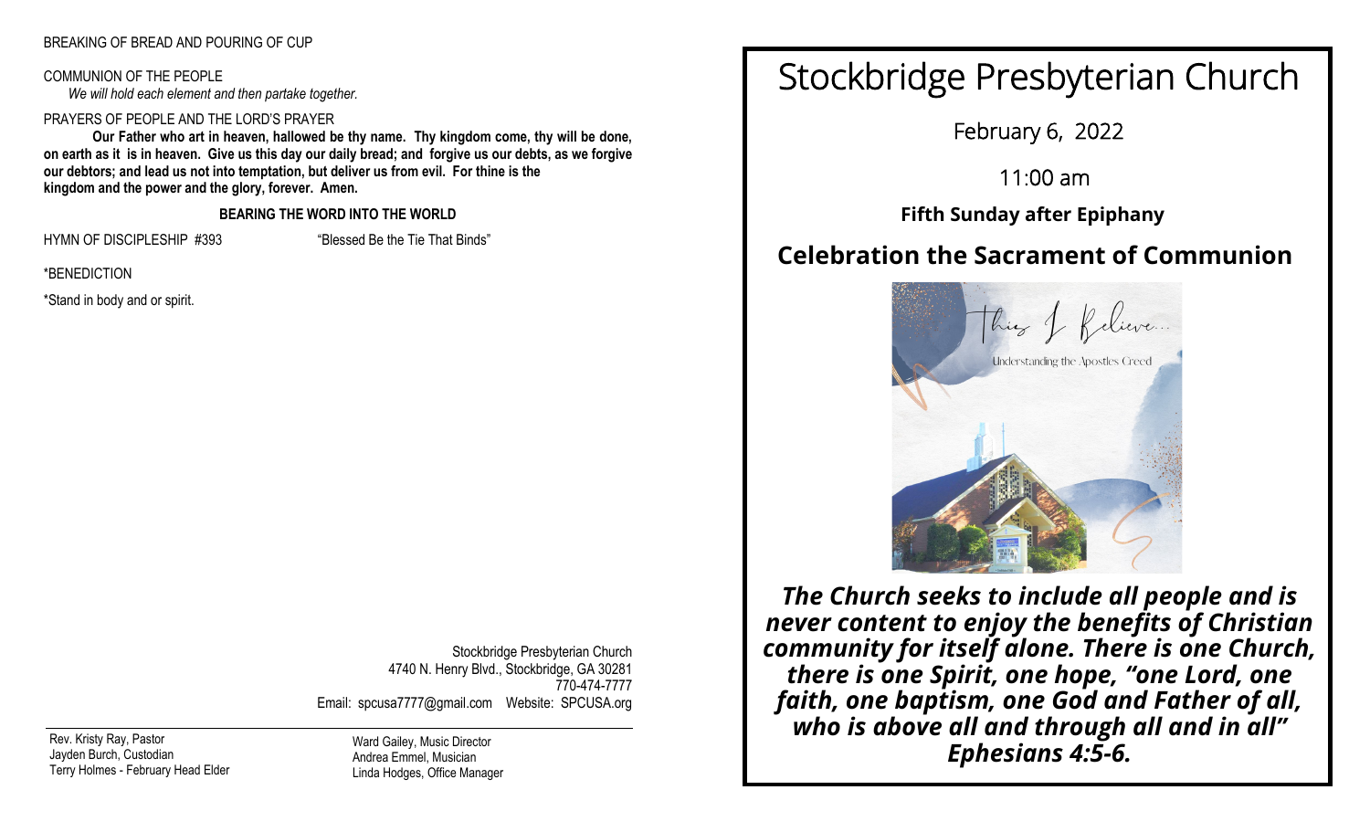BREAKING OF BREAD AND POURING OF CUP

COMMUNION OF THE PEOPLE

*We will hold each element and then partake together.*

PRAYERS OF PEOPLE AND THE LORD'S PRAYER

**Our Father who art in heaven, hallowed be thy name. Thy kingdom come, thy will be done, on earth as it is in heaven. Give us this day our daily bread; and forgive us our debts, as we forgive our debtors; and lead us not into temptation, but deliver us from evil. For thine is the kingdom and the power and the glory, forever. Amen.**

**BEARING THE WORD INTO THE WORLD**

HYMN OF DISCIPLESHIP #393 "Blessed Be the Tie That Binds"

\*BENEDICTION

\*Stand in body and or spirit.

Stockbridge Presbyterian Church
4740 N. Henry Blvd., Stockbridge, GA 30281
770-474-7777
Email: spcusa7777@gmail.com Website: SPCUSA.org

Rev. Kristy Ray, Pastor
Jayden Burch, Custodian
Terry Holmes - February Head Elder

Ward Gailey, Music Director
Andrea Emmel, Musician
Linda Hodges, Office Manager

# Stockbridge Presbyterian Church

February 6, 2022

11:00 am

**Fifth Sunday after Epiphany**

## Celebration the Sacrament of Communion

This I Believe...
Understanding the Apostles Creed

***The Church seeks to include all people and is never content to enjoy the benefits of Christian community for itself alone. There is one Church, there is one Spirit, one hope, "one Lord, one faith, one baptism, one God and Father of all, who is above all and through all and in all" Ephesians 4:5-6.***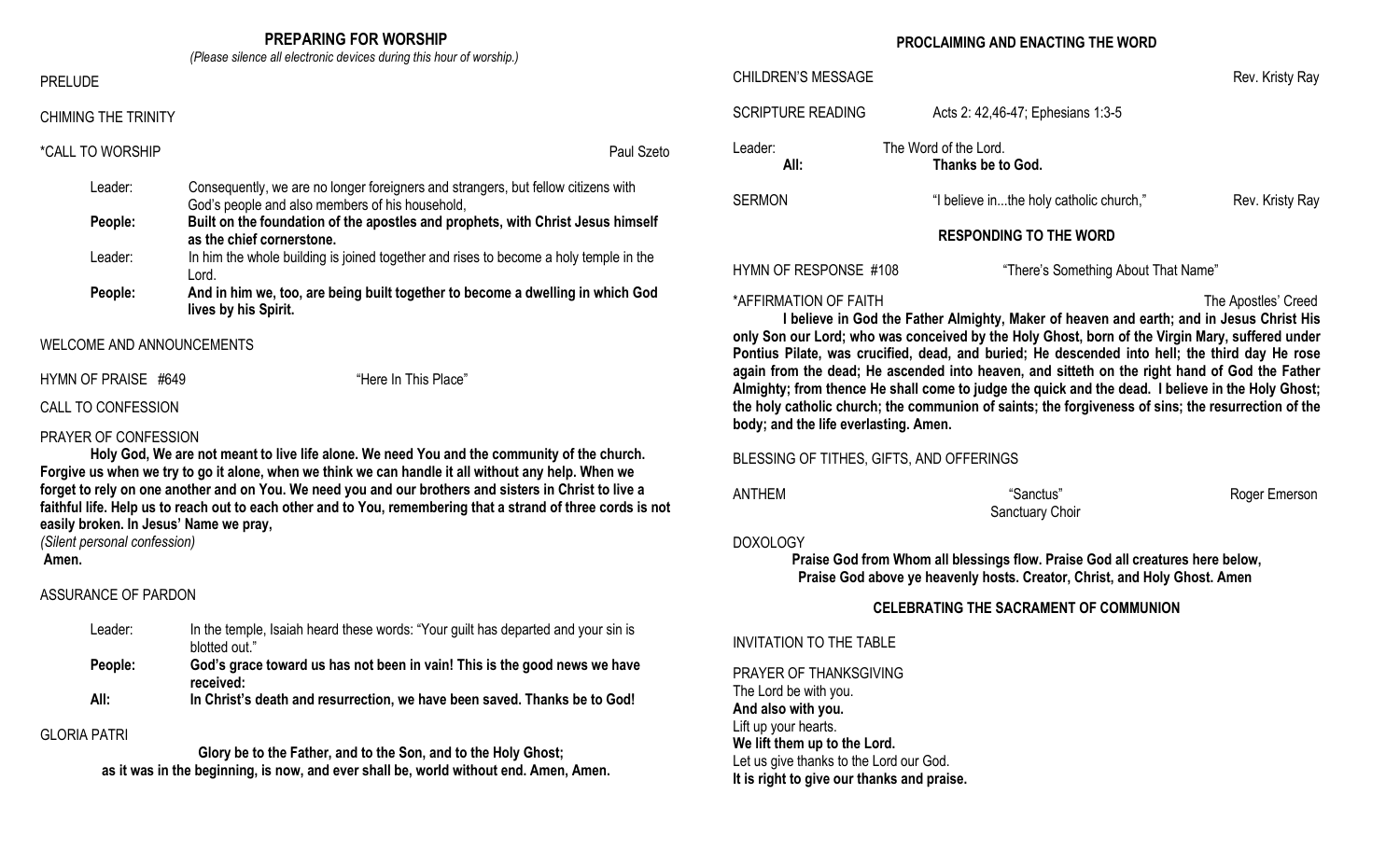## PREPARING FOR WORSHIP

*(Please silence all electronic devices during this hour of worship.)*

PRELUDE

CHIMING THE TRINITY

*CALL TO WORSHIP — Paul Szeto

| | |
|---|---|
| Leader: | Consequently, we are no longer foreigners and strangers, but fellow citizens with God's people and also members of his household, |
| **People:** | **Built on the foundation of the apostles and prophets, with Christ Jesus himself as the chief cornerstone.** |
| Leader: | In him the whole building is joined together and rises to become a holy temple in the Lord. |
| **People:** | **And in him we, too, are being built together to become a dwelling in which God lives by his Spirit.** |

WELCOME AND ANNOUNCEMENTS

HYMN OF PRAISE #649 — "Here In This Place"

CALL TO CONFESSION

PRAYER OF CONFESSION

**Holy God, We are not meant to live life alone. We need You and the community of the church. Forgive us when we try to go it alone, when we think we can handle it all without any help. When we forget to rely on one another and on You. We need you and our brothers and sisters in Christ to live a faithful life. Help us to reach out to each other and to You, remembering that a strand of three cords is not easily broken. In Jesus' Name we pray,**

*(Silent personal confession)*

**Amen.**

ASSURANCE OF PARDON

| | |
|---|---|
| Leader: | In the temple, Isaiah heard these words: "Your guilt has departed and your sin is blotted out." |
| **People:** | **God's grace toward us has not been in vain! This is the good news we have received:** |
| **All:** | **In Christ's death and resurrection, we have been saved. Thanks be to God!** |

GLORIA PATRI

**Glory be to the Father, and to the Son, and to the Holy Ghost;**
**as it was in the beginning, is now, and ever shall be, world without end. Amen, Amen.**

## PROCLAIMING AND ENACTING THE WORD

CHILDREN'S MESSAGE — Rev. Kristy Ray

SCRIPTURE READING — Acts 2: 42,46-47; Ephesians 1:3-5

| | |
|---|---|
| Leader: | The Word of the Lord. |
| **All:** | **Thanks be to God.** |

SERMON — "I believe in...the holy catholic church," — Rev. Kristy Ray

## RESPONDING TO THE WORD

HYMN OF RESPONSE #108 — "There's Something About That Name"

*AFFIRMATION OF FAITH — The Apostles' Creed

**I believe in God the Father Almighty, Maker of heaven and earth; and in Jesus Christ His only Son our Lord; who was conceived by the Holy Ghost, born of the Virgin Mary, suffered under Pontius Pilate, was crucified, dead, and buried; He descended into hell; the third day He rose again from the dead; He ascended into heaven, and sitteth on the right hand of God the Father Almighty; from thence He shall come to judge the quick and the dead. I believe in the Holy Ghost; the holy catholic church; the communion of saints; the forgiveness of sins; the resurrection of the body; and the life everlasting. Amen.**

BLESSING OF TITHES, GIFTS, AND OFFERINGS

ANTHEM — "Sanctus" — Roger Emerson
Sanctuary Choir

DOXOLOGY

**Praise God from Whom all blessings flow. Praise God all creatures here below,**
**Praise God above ye heavenly hosts. Creator, Christ, and Holy Ghost. Amen**

## CELEBRATING THE SACRAMENT OF COMMUNION

INVITATION TO THE TABLE

PRAYER OF THANKSGIVING

The Lord be with you.
**And also with you.**
Lift up your hearts.
**We lift them up to the Lord.**
Let us give thanks to the Lord our God.
**It is right to give our thanks and praise.**